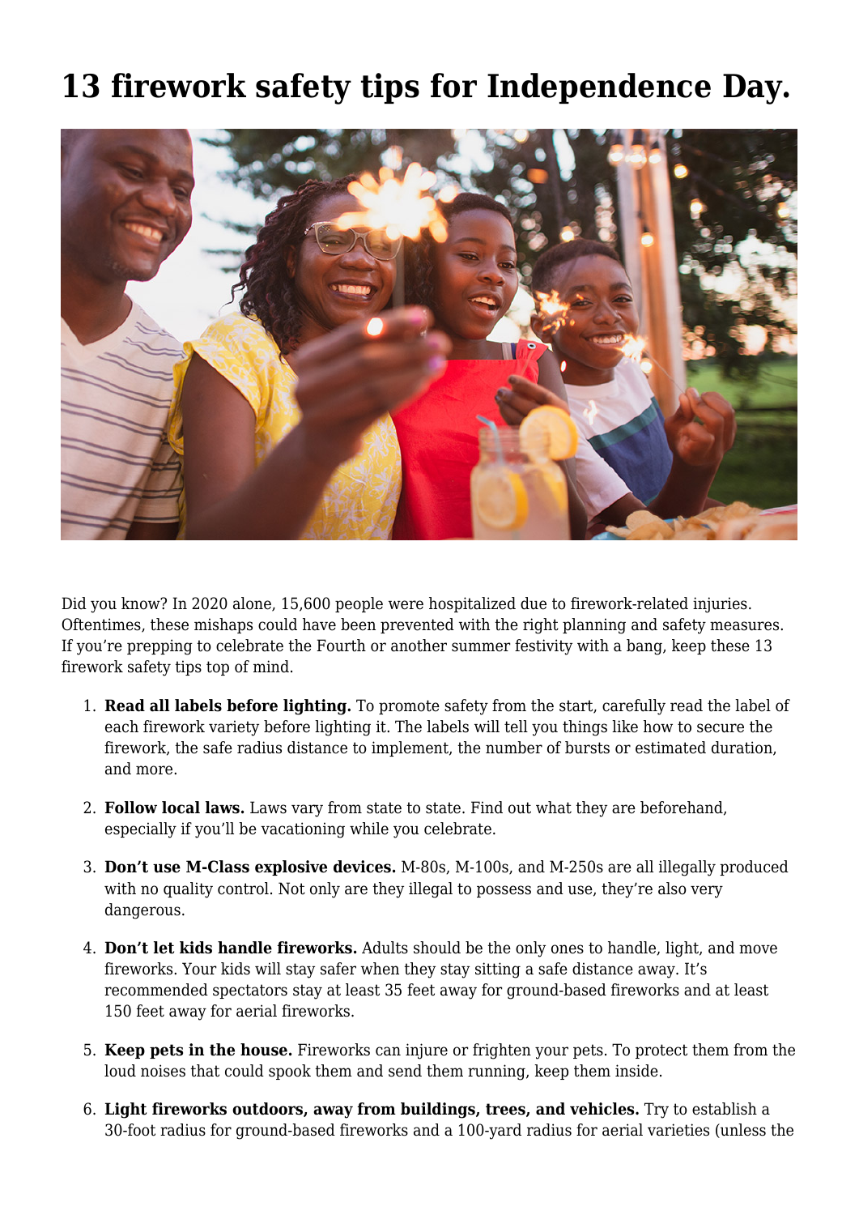# 13 firework safety tips for Independence Day.

Did you know? In 2020 alone, 15,600 people were hospitalized due to firework-related injuries. Oftentimes, these mishaps could have been prevented with the right planning and safety measures. If you're prepping to celebrate the Fourth or another summer festivity with a bang, keep these 13 firework safety tips top of mind.

1. **Read all labels before lighting.** To promote safety from the start, carefully read the label of each firework variety before lighting it. The labels will tell you things like how to secure the firework, the safe radius distance to implement, the number of bursts or estimated duration, and more.

2. **Follow local laws.** Laws vary from state to state. Find out what they are beforehand, especially if you'll be vacationing while you celebrate.

3. **Don't use M-Class explosive devices.** M-80s, M-100s, and M-250s are all illegally produced with no quality control. Not only are they illegal to possess and use, they're also very dangerous.

4. **Don't let kids handle fireworks.** Adults should be the only ones to handle, light, and move fireworks. Your kids will stay safer when they stay sitting a safe distance away. It's recommended spectators stay at least 35 feet away for ground-based fireworks and at least 150 feet away for aerial fireworks.

5. **Keep pets in the house.** Fireworks can injure or frighten your pets. To protect them from the loud noises that could spook them and send them running, keep them inside.

6. **Light fireworks outdoors, away from buildings, trees, and vehicles.** Try to establish a 30-foot radius for ground-based fireworks and a 100-yard radius for aerial varieties (unless the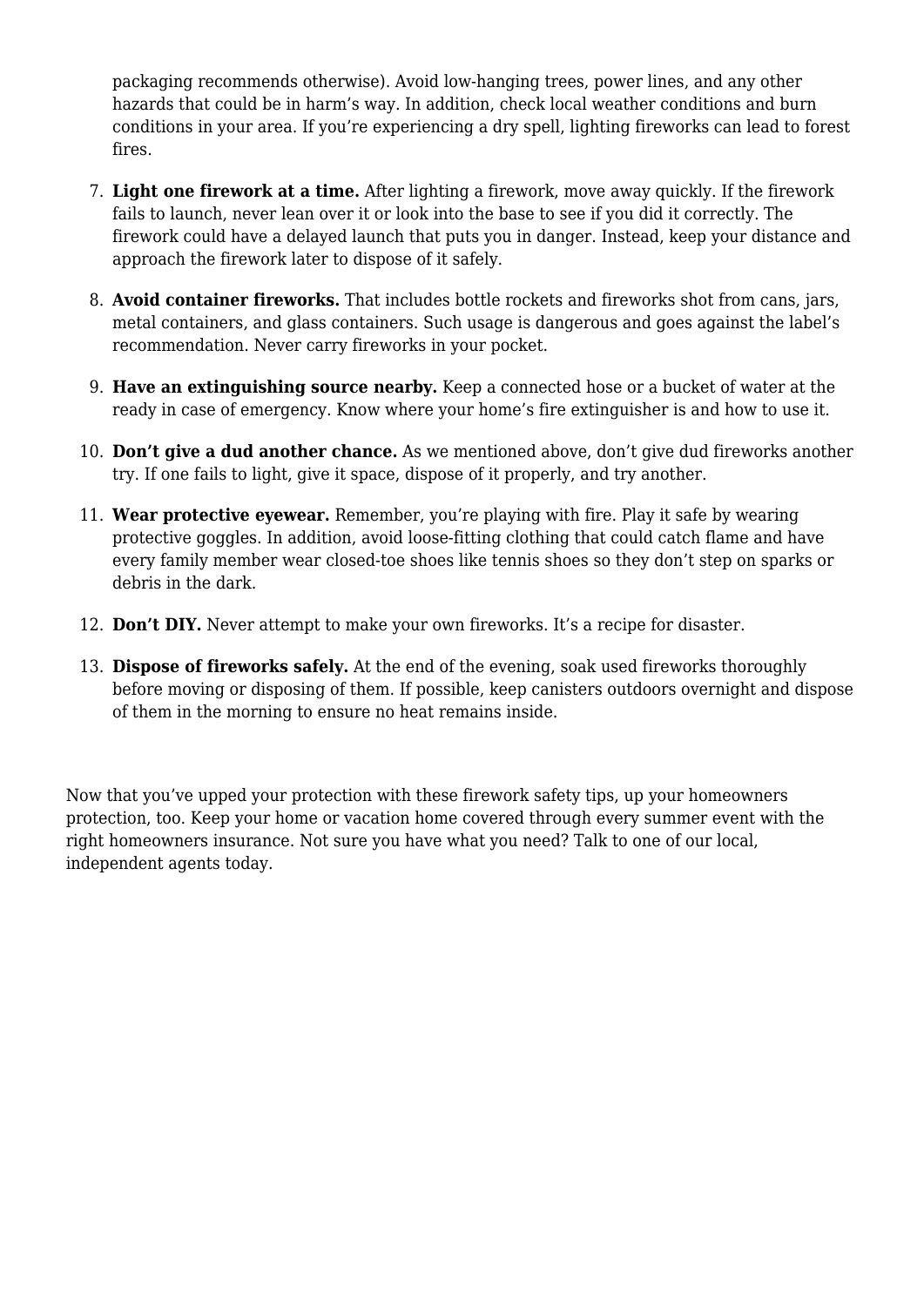packaging recommends otherwise). Avoid low-hanging trees, power lines, and any other hazards that could be in harm's way. In addition, check local weather conditions and burn conditions in your area. If you're experiencing a dry spell, lighting fireworks can lead to forest fires.

7. **Light one firework at a time.** After lighting a firework, move away quickly. If the firework fails to launch, never lean over it or look into the base to see if you did it correctly. The firework could have a delayed launch that puts you in danger. Instead, keep your distance and approach the firework later to dispose of it safely.
8. **Avoid container fireworks.** That includes bottle rockets and fireworks shot from cans, jars, metal containers, and glass containers. Such usage is dangerous and goes against the label's recommendation. Never carry fireworks in your pocket.
9. **Have an extinguishing source nearby.** Keep a connected hose or a bucket of water at the ready in case of emergency. Know where your home's fire extinguisher is and how to use it.
10. **Don't give a dud another chance.** As we mentioned above, don't give dud fireworks another try. If one fails to light, give it space, dispose of it properly, and try another.
11. **Wear protective eyewear.** Remember, you're playing with fire. Play it safe by wearing protective goggles. In addition, avoid loose-fitting clothing that could catch flame and have every family member wear closed-toe shoes like tennis shoes so they don't step on sparks or debris in the dark.
12. **Don't DIY.** Never attempt to make your own fireworks. It's a recipe for disaster.
13. **Dispose of fireworks safely.** At the end of the evening, soak used fireworks thoroughly before moving or disposing of them. If possible, keep canisters outdoors overnight and dispose of them in the morning to ensure no heat remains inside.

Now that you've upped your protection with these firework safety tips, up your homeowners protection, too. Keep your home or vacation home covered through every summer event with the right homeowners insurance. Not sure you have what you need? Talk to one of our local, independent agents today.